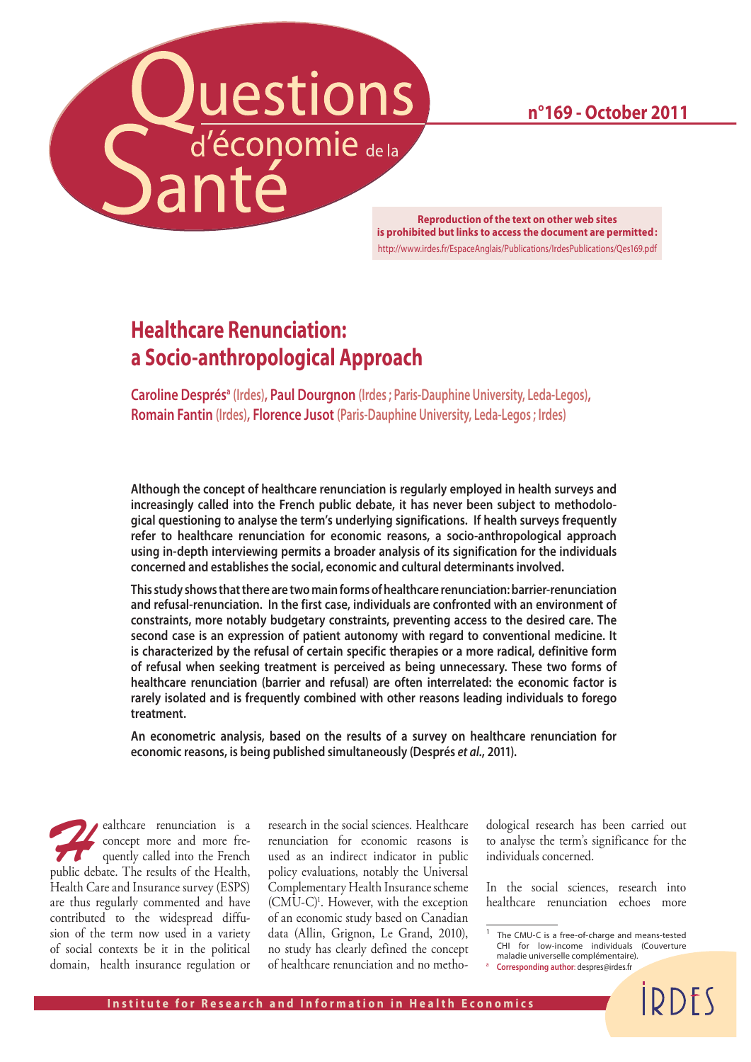# Questions d'économie de la Santé

**n°169 - October 2011**

**Reproduction of the text on other web sites is prohibited but links to access the document are permitted:**
http://www.irdes.fr/EspaceAnglais/Publications/IrdesPublications/Qes169.pdf

## Healthcare Renunciation: a Socio-anthropological Approach

**Caroline Després[a] (Irdes), Paul Dourgnon (Irdes ; Paris-Dauphine University, Leda-Legos), Romain Fantin (Irdes), Florence Jusot (Paris-Dauphine University, Leda-Legos ; Irdes)**

**Although the concept of healthcare renunciation is regularly employed in health surveys and increasingly called into the French public debate, it has never been subject to methodological questioning to analyse the term's underlying significations. If health surveys frequently refer to healthcare renunciation for economic reasons, a socio-anthropological approach using in-depth interviewing permits a broader analysis of its signification for the individuals concerned and establishes the social, economic and cultural determinants involved.**

**This study shows that there are two main forms of healthcare renunciation: barrier-renunciation and refusal-renunciation. In the first case, individuals are confronted with an environment of constraints, more notably budgetary constraints, preventing access to the desired care. The second case is an expression of patient autonomy with regard to conventional medicine. It is characterized by the refusal of certain specific therapies or a more radical, definitive form of refusal when seeking treatment is perceived as being unnecessary. These two forms of healthcare renunciation (barrier and refusal) are often interrelated: the economic factor is rarely isolated and is frequently combined with other reasons leading individuals to forego treatment.**

**An econometric analysis, based on the results of a survey on healthcare renunciation for economic reasons, is being published simultaneously (Després *et al.*, 2011).**

Healthcare renunciation is a concept more and more frequently called into the French public debate. The results of the Health, Health Care and Insurance survey (ESPS) are thus regularly commented and have contributed to the widespread diffusion of the term now used in a variety of social contexts be it in the political domain, health insurance regulation or research in the social sciences. Healthcare renunciation for economic reasons is used as an indirect indicator in public policy evaluations, notably the Universal Complementary Health Insurance scheme (CMU-C)[1]. However, with the exception of an economic study based on Canadian data (Allin, Grignon, Le Grand, 2010), no study has clearly defined the concept of healthcare renunciation and no methodological research has been carried out to analyse the term's significance for the individuals concerned.

In the social sciences, research into healthcare renunciation echoes more

[1] The CMU-C is a free-of-charge and means-tested CHI for low-income individuals (Couverture maladie universelle complémentaire).

[a] **Corresponding author**: despres@irdes.fr

Institute for Research and Information in Health Economics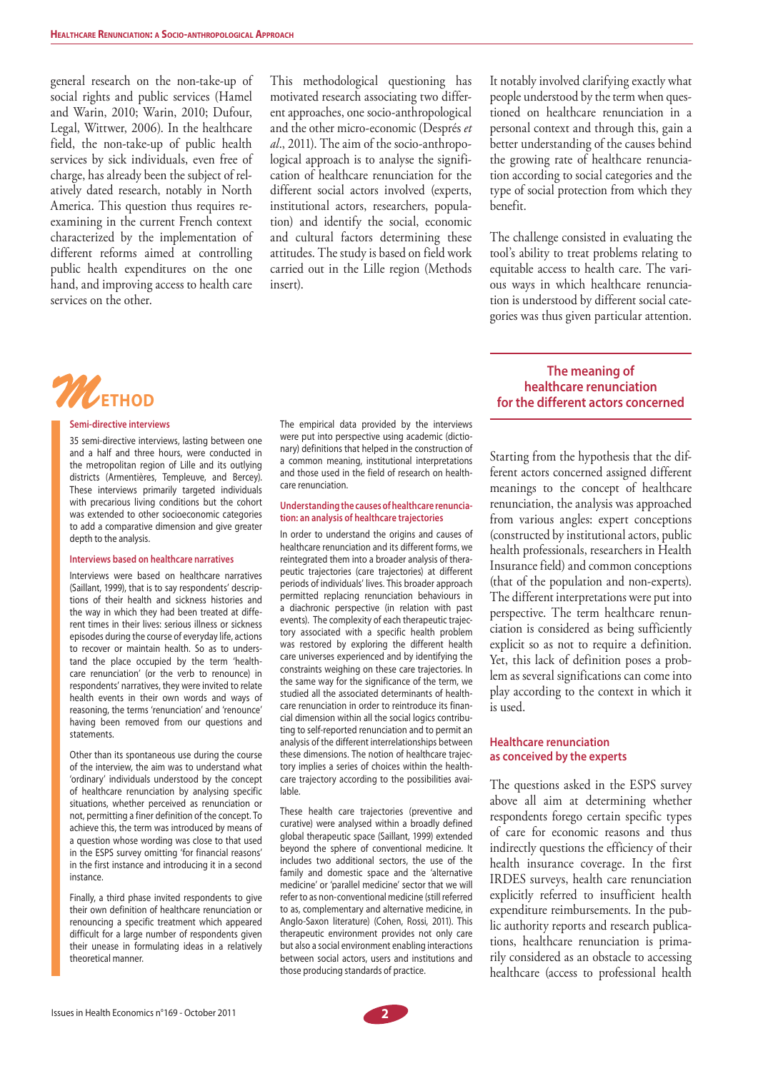general research on the non-take-up of social rights and public services (Hamel and Warin, 2010; Warin, 2010; Dufour, Legal, Wittwer, 2006). In the healthcare field, the non-take-up of public health services by sick individuals, even free of charge, has already been the subject of relatively dated research, notably in North America. This question thus requires re-examining in the current French context characterized by the implementation of different reforms aimed at controlling public health expenditures on the one hand, and improving access to health care services on the other.

This methodological questioning has motivated research associating two different approaches, one socio-anthropological and the other micro-economic (Després *et al*., 2011). The aim of the socio-anthropological approach is to analyse the signification of healthcare renunciation for the different social actors involved (experts, institutional actors, researchers, population) and identify the social, economic and cultural factors determining these attitudes. The study is based on field work carried out in the Lille region (Methods insert).

It notably involved clarifying exactly what people understood by the term when questioned on healthcare renunciation in a personal context and through this, gain a better understanding of the causes behind the growing rate of healthcare renunciation according to social categories and the type of social protection from which they benefit.

The challenge consisted in evaluating the tool's ability to treat problems relating to equitable access to health care. The various ways in which healthcare renunciation is understood by different social categories was thus given particular attention.

## Method

### Semi-directive interviews

35 semi-directive interviews, lasting between one and a half and three hours, were conducted in the metropolitan region of Lille and its outlying districts (Armentières, Templeuve, and Bercey). These interviews primarily targeted individuals with precarious living conditions but the cohort was extended to other socioeconomic categories to add a comparative dimension and give greater depth to the analysis.

### Interviews based on healthcare narratives

Interviews were based on healthcare narratives (Saillant, 1999), that is to say respondents' descriptions of their health and sickness histories and the way in which they had been treated at different times in their lives: serious illness or sickness episodes during the course of everyday life, actions to recover or maintain health. So as to understand the place occupied by the term 'healthcare renunciation' (or the verb to renounce) in respondents' narratives, they were invited to relate health events in their own words and ways of reasoning, the terms 'renunciation' and 'renounce' having been removed from our questions and statements.

Other than its spontaneous use during the course of the interview, the aim was to understand what 'ordinary' individuals understood by the concept of healthcare renunciation by analysing specific situations, whether perceived as renunciation or not, permitting a finer definition of the concept. To achieve this, the term was introduced by means of a question whose wording was close to that used in the ESPS survey omitting 'for financial reasons' in the first instance and introducing it in a second instance.

Finally, a third phase invited respondents to give their own definition of healthcare renunciation or renouncing a specific treatment which appeared difficult for a large number of respondents given their unease in formulating ideas in a relatively theoretical manner.

The empirical data provided by the interviews were put into perspective using academic (dictionary) definitions that helped in the construction of a common meaning, institutional interpretations and those used in the field of research on healthcare renunciation.

### Understanding the causes of healthcare renunciation: an analysis of healthcare trajectories

In order to understand the origins and causes of healthcare renunciation and its different forms, we reintegrated them into a broader analysis of therapeutic trajectories (care trajectories) at different periods of individuals' lives. This broader approach permitted replacing renunciation behaviours in a diachronic perspective (in relation with past events). The complexity of each therapeutic trajectory associated with a specific health problem was restored by exploring the different health care universes experienced and by identifying the constraints weighing on these care trajectories. In the same way for the significance of the term, we studied all the associated determinants of healthcare renunciation in order to reintroduce its financial dimension within all the social logics contributing to self-reported renunciation and to permit an analysis of the different interrelationships between these dimensions. The notion of healthcare trajectory implies a series of choices within the healthcare trajectory according to the possibilities available.

These health care trajectories (preventive and curative) were analysed within a broadly defined global therapeutic space (Saillant, 1999) extended beyond the sphere of conventional medicine. It includes two additional sectors, the use of the family and domestic space and the 'alternative medicine' or 'parallel medicine' sector that we will refer to as non-conventional medicine (still referred to as, complementary and alternative medicine, in Anglo-Saxon literature) (Cohen, Rossi, 2011). This therapeutic environment provides not only care but also a social environment enabling interactions between social actors, users and institutions and those producing standards of practice.

## The meaning of healthcare renunciation for the different actors concerned

Starting from the hypothesis that the different actors concerned assigned different meanings to the concept of healthcare renunciation, the analysis was approached from various angles: expert conceptions (constructed by institutional actors, public health professionals, researchers in Health Insurance field) and common conceptions (that of the population and non-experts). The different interpretations were put into perspective. The term healthcare renunciation is considered as being sufficiently explicit so as not to require a definition. Yet, this lack of definition poses a problem as several significations can come into play according to the context in which it is used.

### Healthcare renunciation as conceived by the experts

The questions asked in the ESPS survey above all aim at determining whether respondents forego certain specific types of care for economic reasons and thus indirectly questions the efficiency of their health insurance coverage. In the first IRDES surveys, health care renunciation explicitly referred to insufficient health expenditure reimbursements. In the public authority reports and research publications, healthcare renunciation is primarily considered as an obstacle to accessing healthcare (access to professional health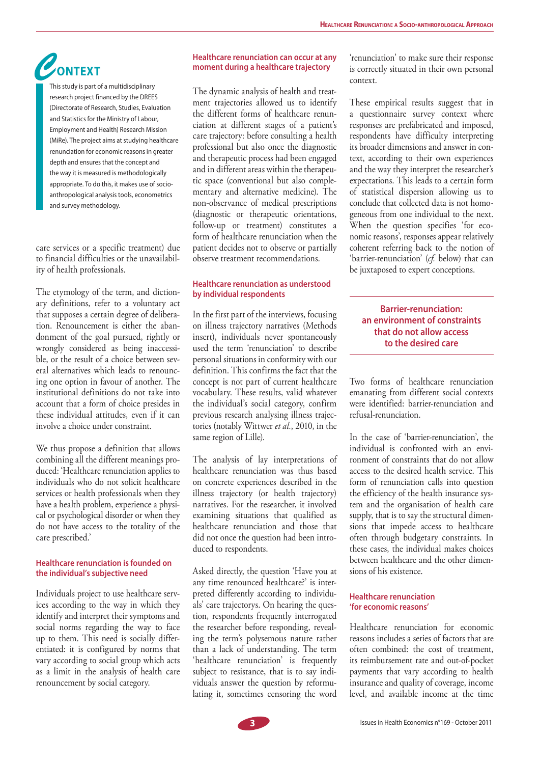## CONTEXT

This study is part of a multidisciplinary research project financed by the DREES (Directorate of Research, Studies, Evaluation and Statistics for the Ministry of Labour, Employment and Health) Research Mission (MiRe). The project aims at studying healthcare renunciation for economic reasons in greater depth and ensures that the concept and the way it is measured is methodologically appropriate. To do this, it makes use of socio-anthropological analysis tools, econometrics and survey methodology.

care services or a specific treatment) due to financial difficulties or the unavailability of health professionals.

The etymology of the term, and dictionary definitions, refer to a voluntary act that supposes a certain degree of deliberation. Renouncement is either the abandonment of the goal pursued, rightly or wrongly considered as being inaccessible, or the result of a choice between several alternatives which leads to renouncing one option in favour of another. The institutional definitions do not take into account that a form of choice presides in these individual attitudes, even if it can involve a choice under constraint.

We thus propose a definition that allows combining all the different meanings produced: 'Healthcare renunciation applies to individuals who do not solicit healthcare services or health professionals when they have a health problem, experience a physical or psychological disorder or when they do not have access to the totality of the care prescribed.'

### Healthcare renunciation is founded on the individual's subjective need

Individuals project to use healthcare services according to the way in which they identify and interpret their symptoms and social norms regarding the way to face up to them. This need is socially differentiated: it is configured by norms that vary according to social group which acts as a limit in the analysis of health care renouncement by social category.

### Healthcare renunciation can occur at any moment during a healthcare trajectory

The dynamic analysis of health and treatment trajectories allowed us to identify the different forms of healthcare renunciation at different stages of a patient's care trajectory: before consulting a health professional but also once the diagnostic and therapeutic process had been engaged and in different areas within the therapeutic space (conventional but also complementary and alternative medicine). The non-observance of medical prescriptions (diagnostic or therapeutic orientations, follow-up or treatment) constitutes a form of healthcare renunciation when the patient decides not to observe or partially observe treatment recommendations.

### Healthcare renunciation as understood by individual respondents

In the first part of the interviews, focusing on illness trajectory narratives (Methods insert), individuals never spontaneously used the term 'renunciation' to describe personal situations in conformity with our definition. This confirms the fact that the concept is not part of current healthcare vocabulary. These results, valid whatever the individual's social category, confirm previous research analysing illness trajectories (notably Wittwer *et al.*, 2010, in the same region of Lille).

The analysis of lay interpretations of healthcare renunciation was thus based on concrete experiences described in the illness trajectory (or health trajectory) narratives. For the researcher, it involved examining situations that qualified as healthcare renunciation and those that did not once the question had been introduced to respondents.

Asked directly, the question 'Have you at any time renounced healthcare?' is interpreted differently according to individuals' care trajectorys. On hearing the question, respondents frequently interrogated the researcher before responding, revealing the term's polysemous nature rather than a lack of understanding. The term 'healthcare renunciation' is frequently subject to resistance, that is to say individuals answer the question by reformulating it, sometimes censoring the word 'renunciation' to make sure their response is correctly situated in their own personal context.

These empirical results suggest that in a questionnaire survey context where responses are prefabricated and imposed, respondents have difficulty interpreting its broader dimensions and answer in context, according to their own experiences and the way they interpret the researcher's expectations. This leads to a certain form of statistical dispersion allowing us to conclude that collected data is not homogeneous from one individual to the next. When the question specifies 'for economic reasons', responses appear relatively coherent referring back to the notion of 'barrier-renunciation' (*cf.* below) that can be juxtaposed to expert conceptions.

## Barrier-renunciation: an environment of constraints that do not allow access to the desired care

Two forms of healthcare renunciation emanating from different social contexts were identified: barrier-renunciation and refusal-renunciation.

In the case of 'barrier-renunciation', the individual is confronted with an environment of constraints that do not allow access to the desired health service. This form of renunciation calls into question the efficiency of the health insurance system and the organisation of health care supply, that is to say the structural dimensions that impede access to healthcare often through budgetary constraints. In these cases, the individual makes choices between healthcare and the other dimensions of his existence.

### Healthcare renunciation 'for economic reasons'

Healthcare renunciation for economic reasons includes a series of factors that are often combined: the cost of treatment, its reimbursement rate and out-of-pocket payments that vary according to health insurance and quality of coverage, income level, and available income at the time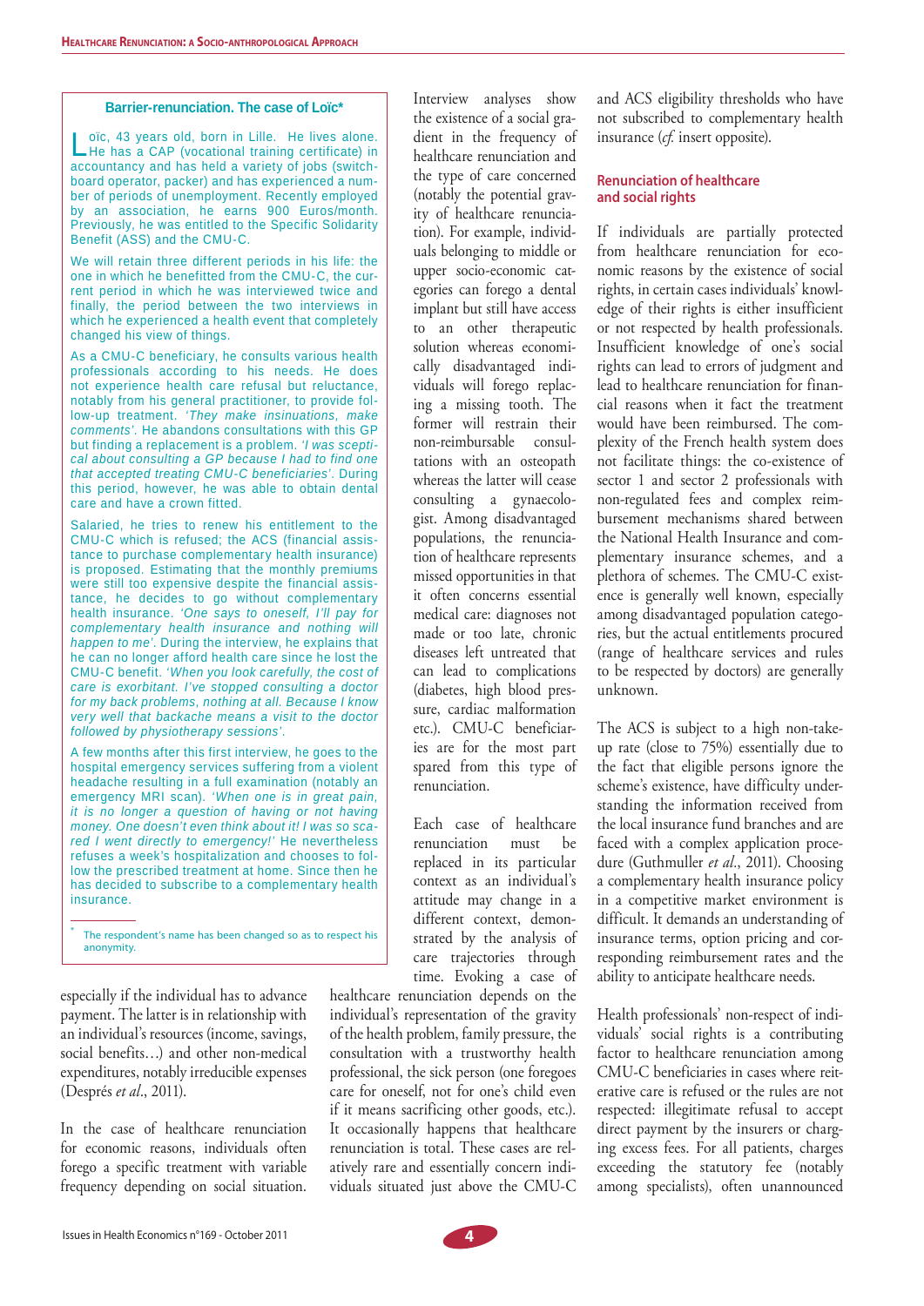### Barrier-renunciation. The case of Loïc*

Loïc, 43 years old, born in Lille. He lives alone. He has a CAP (vocational training certificate) in accountancy and has held a variety of jobs (switchboard operator, packer) and has experienced a number of periods of unemployment. Recently employed by an association, he earns 900 Euros/month. Previously, he was entitled to the Specific Solidarity Benefit (ASS) and the CMU-C.

We will retain three different periods in his life: the one in which he benefitted from the CMU-C, the current period in which he was interviewed twice and finally, the period between the two interviews in which he experienced a health event that completely changed his view of things.

As a CMU-C beneficiary, he consults various health professionals according to his needs. He does not experience health care refusal but reluctance, notably from his general practitioner, to provide follow-up treatment. *'They make insinuations, make comments'.* He abandons consultations with this GP but finding a replacement is a problem. *'I was sceptical about consulting a GP because I had to find one that accepted treating CMU-C beneficiaries'.* During this period, however, he was able to obtain dental care and have a crown fitted.

Salaried, he tries to renew his entitlement to the CMU-C which is refused; the ACS (financial assistance to purchase complementary health insurance) is proposed. Estimating that the monthly premiums were still too expensive despite the financial assistance, he decides to go without complementary health insurance. *'One says to oneself, I'll pay for complementary health insurance and nothing will happen to me'.* During the interview, he explains that he can no longer afford health care since he lost the CMU-C benefit. *'When you look carefully, the cost of care is exorbitant. I've stopped consulting a doctor for my back problems, nothing at all. Because I know very well that backache means a visit to the doctor followed by physiotherapy sessions'.*

A few months after this first interview, he goes to the hospital emergency services suffering from a violent headache resulting in a full examination (notably an emergency MRI scan). *'When one is in great pain, it is no longer a question of having or not having money. One doesn't even think about it! I was so scared I went directly to emergency!'* He nevertheless refuses a week's hospitalization and chooses to follow the prescribed treatment at home. Since then he has decided to subscribe to a complementary health insurance.

\* The respondent's name has been changed so as to respect his anonymity.

especially if the individual has to advance payment. The latter is in relationship with an individual's resources (income, savings, social benefits…) and other non-medical expenditures, notably irreducible expenses (Després *et al*., 2011).

In the case of healthcare renunciation for economic reasons, individuals often forego a specific treatment with variable frequency depending on social situation. Interview analyses show the existence of a social gradient in the frequency of healthcare renunciation and the type of care concerned (notably the potential gravity of healthcare renunciation). For example, individuals belonging to middle or upper socio-economic categories can forego a dental implant but still have access to an other therapeutic solution whereas economically disadvantaged individuals will forego replacing a missing tooth. The former will restrain their non-reimbursable consultations with an osteopath whereas the latter will cease consulting a gynaecologist. Among disadvantaged populations, the renunciation of healthcare represents missed opportunities in that it often concerns essential medical care: diagnoses not made or too late, chronic diseases left untreated that can lead to complications (diabetes, high blood pressure, cardiac malformation etc.). CMU-C beneficiaries are for the most part spared from this type of renunciation.

Each case of healthcare renunciation must be replaced in its particular context as an individual's attitude may change in a different context, demonstrated by the analysis of care trajectories through time. Evoking a case of healthcare renunciation depends on the individual's representation of the gravity of the health problem, family pressure, the consultation with a trustworthy health professional, the sick person (one foregoes care for oneself, not for one's child even if it means sacrificing other goods, etc.). It occasionally happens that healthcare renunciation is total. These cases are relatively rare and essentially concern individuals situated just above the CMU-C and ACS eligibility thresholds who have not subscribed to complementary health insurance (*cf.* insert opposite).

## Renunciation of healthcare and social rights

If individuals are partially protected from healthcare renunciation for economic reasons by the existence of social rights, in certain cases individuals' knowledge of their rights is either insufficient or not respected by health professionals. Insufficient knowledge of one's social rights can lead to errors of judgment and lead to healthcare renunciation for financial reasons when it fact the treatment would have been reimbursed. The complexity of the French health system does not facilitate things: the co-existence of sector 1 and sector 2 professionals with non-regulated fees and complex reimbursement mechanisms shared between the National Health Insurance and complementary insurance schemes, and a plethora of schemes. The CMU-C existence is generally well known, especially among disadvantaged population categories, but the actual entitlements procured (range of healthcare services and rules to be respected by doctors) are generally unknown.

The ACS is subject to a high non-take-up rate (close to 75%) essentially due to the fact that eligible persons ignore the scheme's existence, have difficulty understanding the information received from the local insurance fund branches and are faced with a complex application procedure (Guthmuller *et al*., 2011). Choosing a complementary health insurance policy in a competitive market environment is difficult. It demands an understanding of insurance terms, option pricing and corresponding reimbursement rates and the ability to anticipate healthcare needs.

Health professionals' non-respect of individuals' social rights is a contributing factor to healthcare renunciation among CMU-C beneficiaries in cases where reiterative care is refused or the rules are not respected: illegitimate refusal to accept direct payment by the insurers or charging excess fees. For all patients, charges exceeding the statutory fee (notably among specialists), often unannounced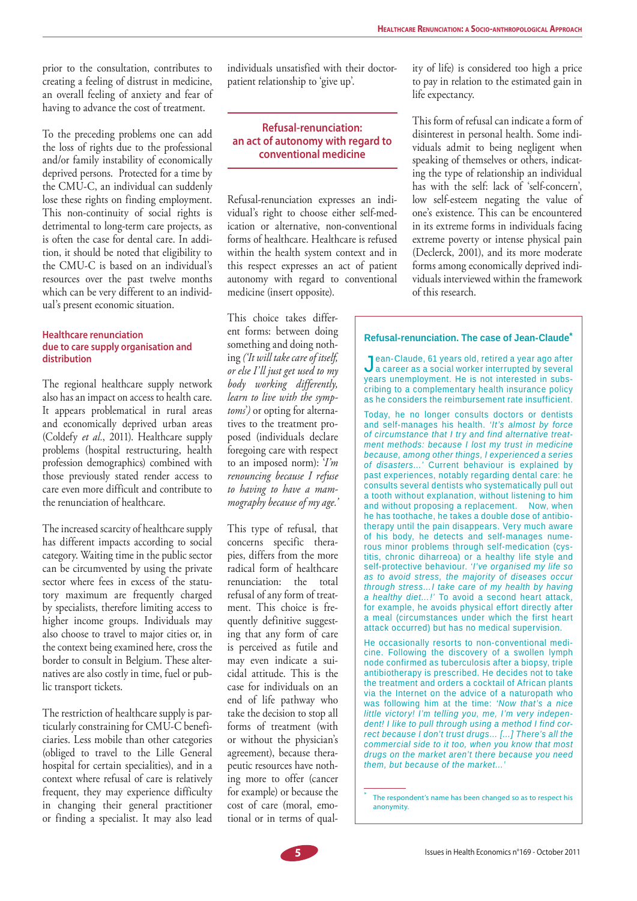prior to the consultation, contributes to creating a feeling of distrust in medicine, an overall feeling of anxiety and fear of having to advance the cost of treatment.

To the preceding problems one can add the loss of rights due to the professional and/or family instability of economically deprived persons. Protected for a time by the CMU-C, an individual can suddenly lose these rights on finding employment. This non-continuity of social rights is detrimental to long-term care projects, as is often the case for dental care. In addition, it should be noted that eligibility to the CMU-C is based on an individual's resources over the past twelve months which can be very different to an individual's present economic situation.

#### Healthcare renunciation due to care supply organisation and distribution

The regional healthcare supply network also has an impact on access to health care. It appears problematical in rural areas and economically deprived urban areas (Coldefy *et al.*, 2011). Healthcare supply problems (hospital restructuring, health profession demographics) combined with those previously stated render access to care even more difficult and contribute to the renunciation of healthcare.

The increased scarcity of healthcare supply has different impacts according to social category. Waiting time in the public sector can be circumvented by using the private sector where fees in excess of the statutory maximum are frequently charged by specialists, therefore limiting access to higher income groups. Individuals may also choose to travel to major cities or, in the context being examined here, cross the border to consult in Belgium. These alternatives are also costly in time, fuel or public transport tickets.

The restriction of healthcare supply is particularly constraining for CMU-C beneficiaries. Less mobile than other categories (obliged to travel to the Lille General hospital for certain specialities), and in a context where refusal of care is relatively frequent, they may experience difficulty in changing their general practitioner or finding a specialist. It may also lead individuals unsatisfied with their doctor-patient relationship to 'give up'.

### Refusal-renunciation: an act of autonomy with regard to conventional medicine

Refusal-renunciation expresses an individual's right to choose either self-medication or alternative, non-conventional forms of healthcare. Healthcare is refused within the health system context and in this respect expresses an act of patient autonomy with regard to conventional medicine (insert opposite).

This choice takes different forms: between doing something and doing nothing *('It will take care of itself, or else I'll just get used to my body working differently, learn to live with the symptoms')* or opting for alternatives to the treatment proposed (individuals declare foregoing care with respect to an imposed norm): *'I'm renouncing because I refuse to having to have a mammography because of my age.'*

This type of refusal, that concerns specific therapies, differs from the more radical form of healthcare renunciation: the total refusal of any form of treatment. This choice is frequently definitive suggesting that any form of care is perceived as futile and may even indicate a suicidal attitude. This is the case for individuals on an end of life pathway who take the decision to stop all forms of treatment (with or without the physician's agreement), because therapeutic resources have nothing more to offer (cancer for example) or because the cost of care (moral, emotional or in terms of quality of life) is considered too high a price to pay in relation to the estimated gain in life expectancy.

This form of refusal can indicate a form of disinterest in personal health. Some individuals admit to being negligent when speaking of themselves or others, indicating the type of relationship an individual has with the self: lack of 'self-concern', low self-esteem negating the value of one's existence. This can be encountered in its extreme forms in individuals facing extreme poverty or intense physical pain (Declerck, 2001), and its more moderate forms among economically deprived individuals interviewed within the framework of this research.

---

#### Refusal-renunciation. The case of Jean-Claude*

Jean-Claude, 61 years old, retired a year ago after a career as a social worker interrupted by several years unemployment. He is not interested in subscribing to a complementary health insurance policy as he considers the reimbursement rate insufficient.

Today, he no longer consults doctors or dentists and self-manages his health. *'It's almost by force of circumstance that I try and find alternative treatment methods: because I lost my trust in medicine because, among other things, I experienced a series of disasters...'* Current behaviour is explained by past experiences, notably regarding dental care: he consults several dentists who systematically pull out a tooth without explanation, without listening to him and without proposing a replacement. Now, when he has toothache, he takes a double dose of antibiotherapy until the pain disappears. Very much aware of his body, he detects and self-manages numerous minor problems through self-medication (cystitis, chronic diharreoa) or a healthy life style and self-protective behaviour. *'I've organised my life so as to avoid stress, the majority of diseases occur through stress...I take care of my health by having a healthy diet...!'* To avoid a second heart attack, for example, he avoids physical effort directly after a meal (circumstances under which the first heart attack occurred) but has no medical supervision.

He occasionally resorts to non-conventional medicine. Following the discovery of a swollen lymph node confirmed as tuberculosis after a biopsy, triple antibiotherapy is prescribed. He decides not to take the treatment and orders a cocktail of African plants via the Internet on the advice of a naturopath who was following him at the time: *'Now that's a nice little victory! I'm telling you, me, I'm very independent! I like to pull through using a method I find correct because I don't trust drugs... [...] There's all the commercial side to it too, when you know that most drugs on the market aren't there because you need them, but because of the market...'*

\* The respondent's name has been changed so as to respect his anonymity.

---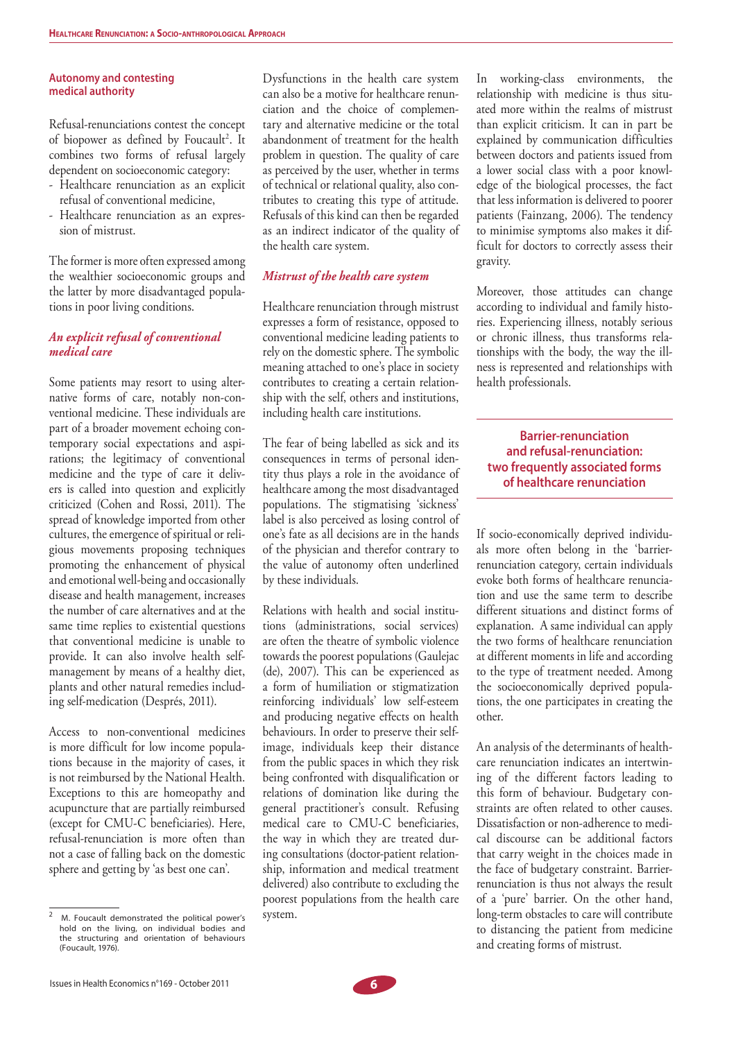## Autonomy and contesting medical authority

Refusal-renunciations contest the concept of biopower as defined by Foucault[2]. It combines two forms of refusal largely dependent on socioeconomic category:

- Healthcare renunciation as an explicit refusal of conventional medicine,
- Healthcare renunciation as an expression of mistrust.

The former is more often expressed among the wealthier socioeconomic groups and the latter by more disadvantaged populations in poor living conditions.

### *An explicit refusal of conventional medical care*

Some patients may resort to using alternative forms of care, notably non-conventional medicine. These individuals are part of a broader movement echoing contemporary social expectations and aspirations; the legitimacy of conventional medicine and the type of care it delivers is called into question and explicitly criticized (Cohen and Rossi, 2011). The spread of knowledge imported from other cultures, the emergence of spiritual or religious movements proposing techniques promoting the enhancement of physical and emotional well-being and occasionally disease and health management, increases the number of care alternatives and at the same time replies to existential questions that conventional medicine is unable to provide. It can also involve health self-management by means of a healthy diet, plants and other natural remedies including self-medication (Després, 2011).

Access to non-conventional medicines is more difficult for low income populations because in the majority of cases, it is not reimbursed by the National Health. Exceptions to this are homeopathy and acupuncture that are partially reimbursed (except for CMU-C beneficiaries). Here, refusal-renunciation is more often than not a case of falling back on the domestic sphere and getting by 'as best one can'.

Dysfunctions in the health care system can also be a motive for healthcare renunciation and the choice of complementary and alternative medicine or the total abandonment of treatment for the health problem in question. The quality of care as perceived by the user, whether in terms of technical or relational quality, also contributes to creating this type of attitude. Refusals of this kind can then be regarded as an indirect indicator of the quality of the health care system.

### *Mistrust of the health care system*

Healthcare renunciation through mistrust expresses a form of resistance, opposed to conventional medicine leading patients to rely on the domestic sphere. The symbolic meaning attached to one's place in society contributes to creating a certain relationship with the self, others and institutions, including health care institutions.

The fear of being labelled as sick and its consequences in terms of personal identity thus plays a role in the avoidance of healthcare among the most disadvantaged populations. The stigmatising 'sickness' label is also perceived as losing control of one's fate as all decisions are in the hands of the physician and therefor contrary to the value of autonomy often underlined by these individuals.

Relations with health and social institutions (administrations, social services) are often the theatre of symbolic violence towards the poorest populations (Gaulejac (de), 2007). This can be experienced as a form of humiliation or stigmatization reinforcing individuals' low self-esteem and producing negative effects on health behaviours. In order to preserve their self-image, individuals keep their distance from the public spaces in which they risk being confronted with disqualification or relations of domination like during the general practitioner's consult. Refusing medical care to CMU-C beneficiaries, the way in which they are treated during consultations (doctor-patient relationship, information and medical treatment delivered) also contribute to excluding the poorest populations from the health care system.

In working-class environments, the relationship with medicine is thus situated more within the realms of mistrust than explicit criticism. It can in part be explained by communication difficulties between doctors and patients issued from a lower social class with a poor knowledge of the biological processes, the fact that less information is delivered to poorer patients (Fainzang, 2006). The tendency to minimise symptoms also makes it difficult for doctors to correctly assess their gravity.

Moreover, those attitudes can change according to individual and family histories. Experiencing illness, notably serious or chronic illness, thus transforms relationships with the body, the way the illness is represented and relationships with health professionals.

## Barrier-renunciation and refusal-renunciation: two frequently associated forms of healthcare renunciation

If socio-economically deprived individuals more often belong in the 'barrier-renunciation category, certain individuals evoke both forms of healthcare renunciation and use the same term to describe different situations and distinct forms of explanation. A same individual can apply the two forms of healthcare renunciation at different moments in life and according to the type of treatment needed. Among the socioeconomically deprived populations, the one participates in creating the other.

An analysis of the determinants of healthcare renunciation indicates an intertwining of the different factors leading to this form of behaviour. Budgetary constraints are often related to other causes. Dissatisfaction or non-adherence to medical discourse can be additional factors that carry weight in the choices made in the face of budgetary constraint. Barrier-renunciation is thus not always the result of a 'pure' barrier. On the other hand, long-term obstacles to care will contribute to distancing the patient from medicine and creating forms of mistrust.

---

[2] M. Foucault demonstrated the political power's hold on the living, on individual bodies and the structuring and orientation of behaviours (Foucault, 1976).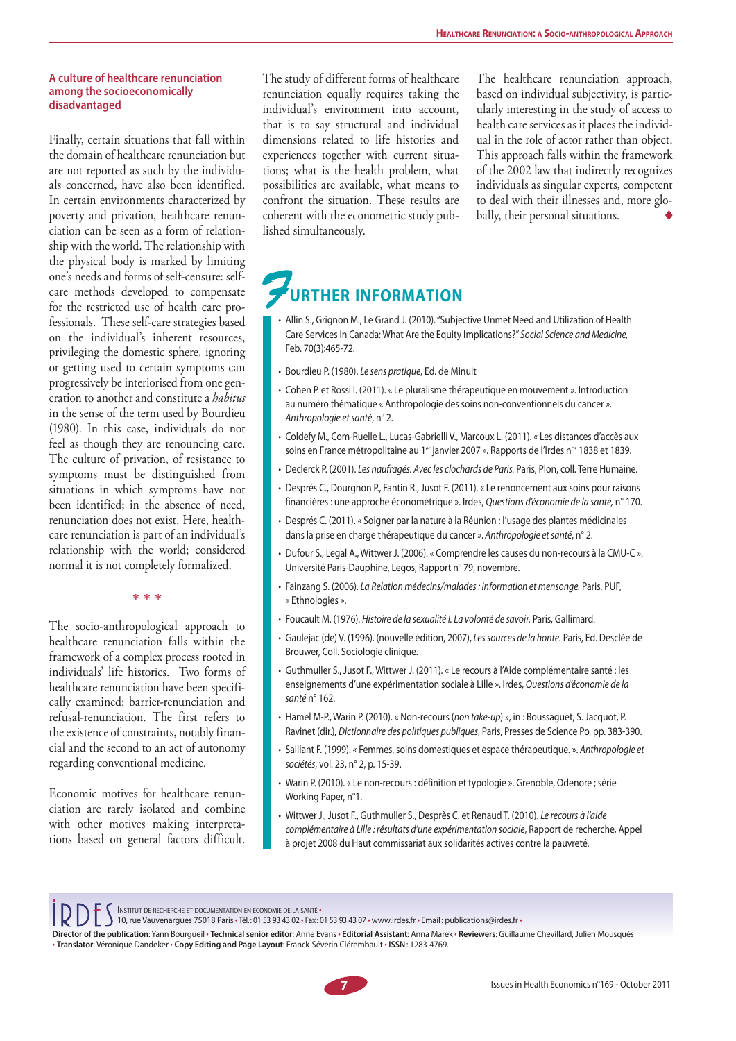### A culture of healthcare renunciation among the socioeconomically disadvantaged

Finally, certain situations that fall within the domain of healthcare renunciation but are not reported as such by the individuals concerned, have also been identified. In certain environments characterized by poverty and privation, healthcare renunciation can be seen as a form of relationship with the world. The relationship with the physical body is marked by limiting one's needs and forms of self-censure: self-care methods developed to compensate for the restricted use of health care professionals. These self-care strategies based on the individual's inherent resources, privileging the domestic sphere, ignoring or getting used to certain symptoms can progressively be interiorised from one generation to another and constitute a *habitus* in the sense of the term used by Bourdieu (1980). In this case, individuals do not feel as though they are renouncing care. The culture of privation, of resistance to symptoms must be distinguished from situations in which symptoms have not been identified; in the absence of need, renunciation does not exist. Here, healthcare renunciation is part of an individual's relationship with the world; considered normal it is not completely formalized.

\* \* \*

The socio-anthropological approach to healthcare renunciation falls within the framework of a complex process rooted in individuals' life histories. Two forms of healthcare renunciation have been specifically examined: barrier-renunciation and refusal-renunciation. The first refers to the existence of constraints, notably financial and the second to an act of autonomy regarding conventional medicine.

Economic motives for healthcare renunciation are rarely isolated and combine with other motives making interpretations based on general factors difficult. The study of different forms of healthcare renunciation equally requires taking the individual's environment into account, that is to say structural and individual dimensions linked to life histories and experiences together with current situations; what is the health problem, what possibilities are available, what means to confront the situation. These results are coherent with the econometric study published simultaneously.

The healthcare renunciation approach, based on individual subjectivity, is particularly interesting in the study of access to health care services as it places the individual in the role of actor rather than object. This approach falls within the framework of the 2002 law that indirectly recognizes individuals as singular experts, competent to deal with their illnesses and, more globally, their personal situations. ♦

## Further information

- Allin S., Grignon M., Le Grand J. (2010). "Subjective Unmet Need and Utilization of Health Care Services in Canada: What Are the Equity Implications?" *Social Science and Medicine,* Feb. 70(3):465-72.
- Bourdieu P. (1980). *Le sens pratique*, Ed. de Minuit
- Cohen P. et Rossi I. (2011). « Le pluralisme thérapeutique en mouvement ». Introduction au numéro thématique « Anthropologie des soins non-conventionnels du cancer ». *Anthropologie et santé*, n° 2.
- Coldefy M., Com-Ruelle L., Lucas-Gabrielli V., Marcoux L. (2011). « Les distances d'accès aux soins en France métropolitaine au 1er janvier 2007 ». Rapports de l'Irdes nos 1838 et 1839.
- Declerck P. (2001). *Les naufragés. Avec les clochards de Paris.* Paris, Plon, coll. Terre Humaine.
- Després C., Dourgnon P., Fantin R., Jusot F. (2011). « Le renoncement aux soins pour raisons financières : une approche économétrique ». Irdes, *Questions d'économie de la santé,* n° 170.
- Després C. (2011). « Soigner par la nature à la Réunion : l'usage des plantes médicinales dans la prise en charge thérapeutique du cancer ». *Anthropologie et santé*, n° 2.
- Dufour S., Legal A., Wittwer J. (2006). « Comprendre les causes du non-recours à la CMU-C ». Université Paris-Dauphine, Legos, Rapport n° 79, novembre.
- Fainzang S. (2006). *La Relation médecins/malades : information et mensonge.* Paris, PUF, « Ethnologies ».
- Foucault M. (1976). *Histoire de la sexualité I. La volonté de savoir.* Paris, Gallimard.
- Gaulejac (de) V. (1996). (nouvelle édition, 2007), *Les sources de la honte.* Paris, Ed. Desclée de Brouwer, Coll. Sociologie clinique.
- Guthmuller S., Jusot F., Wittwer J. (2011). « Le recours à l'Aide complémentaire santé : les enseignements d'une expérimentation sociale à Lille ». Irdes, *Questions d'économie de la santé* n° 162.
- Hamel M-P., Warin P. (2010). « Non-recours (*non take-up*) », in : Boussaguet, S. Jacquot, P. Ravinet (dir.), *Dictionnaire des politiques publiques*, Paris, Presses de Science Po, pp. 383-390.
- Saillant F. (1999). « Femmes, soins domestiques et espace thérapeutique. ». *Anthropologie et sociétés*, vol. 23, n° 2, p. 15-39.
- Warin P. (2010). « Le non-recours : définition et typologie ». Grenoble, Odenore ; série Working Paper, n°1.
- Wittwer J., Jusot F., Guthmuller S., Desprès C. et Renaud T. (2010). *Le recours à l'aide complémentaire à Lille : résultats d'une expérimentation sociale*, Rapport de recherche, Appel à projet 2008 du Haut commissariat aux solidarités actives contre la pauvreté.

IRDES Institut de recherche et documentation en économie de la santé • 10, rue Vauvenargues 75018 Paris • Tél. : 01 53 93 43 02 • Fax : 01 53 93 43 07 • www.irdes.fr • Email : publications@irdes.fr •
**Director of the publication**: Yann Bourgueil • **Technical senior editor**: Anne Evans • **Editorial Assistant**: Anna Marek • **Reviewers**: Guillaume Chevillard, Julien Mousquès • **Translator**: Véronique Dandeker • **Copy Editing and Page Layout**: Franck-Séverin Clérembault • **ISSN**: 1283-4769.